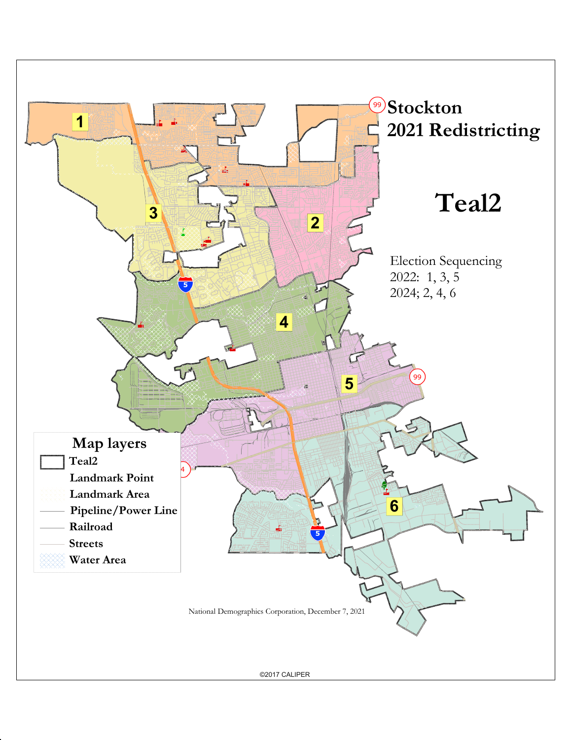# Stockton 2021 Redistricting

## Teal2

Election Sequencing
2022: 1, 3, 5
2024; 2, 4, 6

**Map layers**

- Teal2
- Landmark Point
- Landmark Area
- Pipeline/Power Line
- Railroad
- Streets
- Water Area

1 2 3 4 5 6

National Demographics Corporation, December 7, 2021

©2017 CALIPER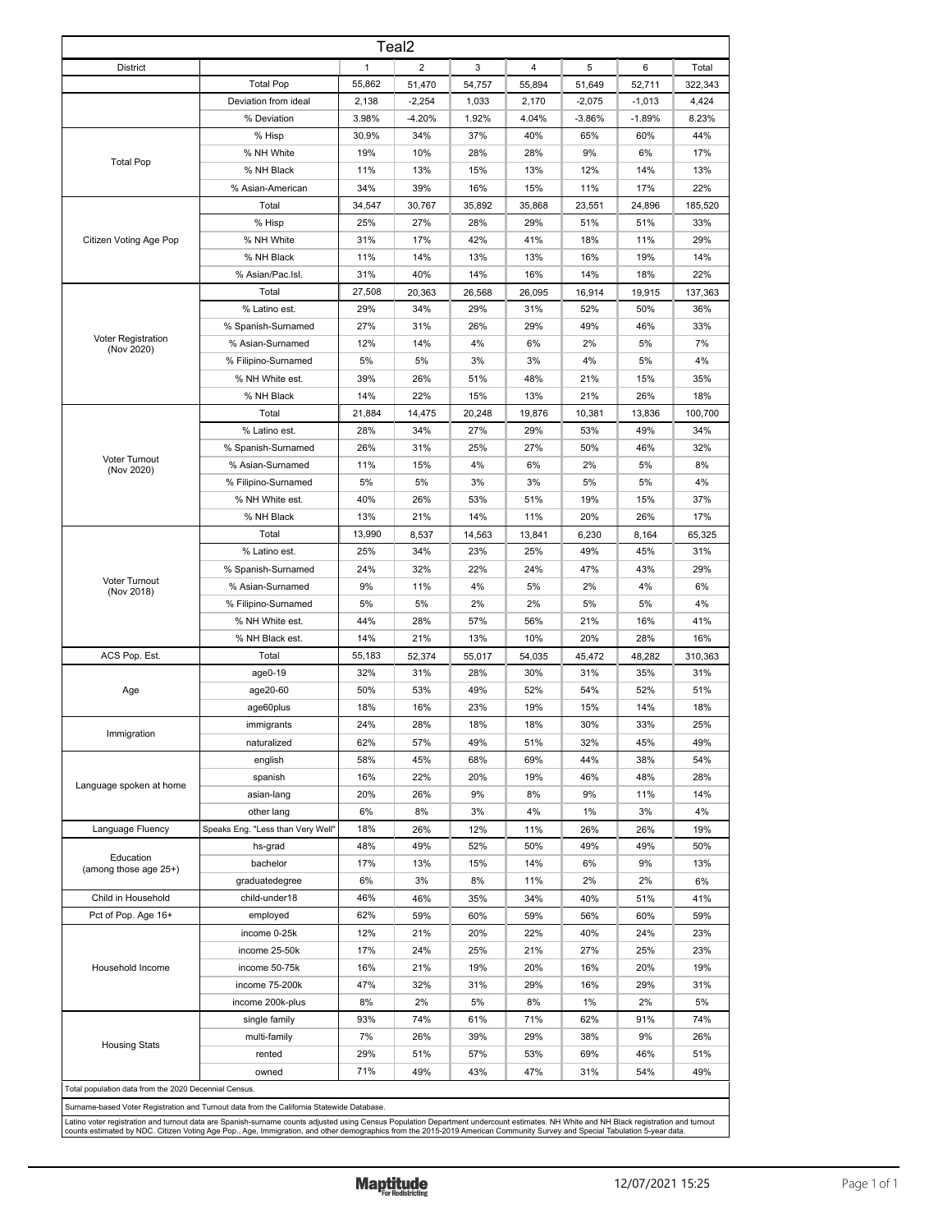# Teal2

| District | | 1 | 2 | 3 | 4 | 5 | 6 | Total |
|---|---|---|---|---|---|---|---|---|
| | Total Pop | 55,862 | 51,470 | 54,757 | 55,894 | 51,649 | 52,711 | 322,343 |
| | Deviation from ideal | 2,138 | -2,254 | 1,033 | 2,170 | -2,075 | -1,013 | 4,424 |
| | % Deviation | 3.98% | -4.20% | 1.92% | 4.04% | -3.86% | -1.89% | 8.23% |
| Total Pop | % Hisp | 30.9% | 34% | 37% | 40% | 65% | 60% | 44% |
| | % NH White | 19% | 10% | 28% | 28% | 9% | 6% | 17% |
| | % NH Black | 11% | 13% | 15% | 13% | 12% | 14% | 13% |
| | % Asian-American | 34% | 39% | 16% | 15% | 11% | 17% | 22% |
| Citizen Voting Age Pop | Total | 34,547 | 30,767 | 35,892 | 35,868 | 23,551 | 24,896 | 185,520 |
| | % Hisp | 25% | 27% | 28% | 29% | 51% | 51% | 33% |
| | % NH White | 31% | 17% | 42% | 41% | 18% | 11% | 29% |
| | % NH Black | 11% | 14% | 13% | 13% | 16% | 19% | 14% |
| | % Asian/Pac.Isl. | 31% | 40% | 14% | 16% | 14% | 18% | 22% |
| Voter Registration (Nov 2020) | Total | 27,508 | 20,363 | 26,568 | 26,095 | 16,914 | 19,915 | 137,363 |
| | % Latino est. | 29% | 34% | 29% | 31% | 52% | 50% | 36% |
| | % Spanish-Surnamed | 27% | 31% | 26% | 29% | 49% | 46% | 33% |
| | % Asian-Surnamed | 12% | 14% | 4% | 6% | 2% | 5% | 7% |
| | % Filipino-Surnamed | 5% | 5% | 3% | 3% | 4% | 5% | 4% |
| | % NH White est. | 39% | 26% | 51% | 48% | 21% | 15% | 35% |
| | % NH Black | 14% | 22% | 15% | 13% | 21% | 26% | 18% |
| Voter Turnout (Nov 2020) | Total | 21,884 | 14,475 | 20,248 | 19,876 | 10,381 | 13,836 | 100,700 |
| | % Latino est. | 28% | 34% | 27% | 29% | 53% | 49% | 34% |
| | % Spanish-Surnamed | 26% | 31% | 25% | 27% | 50% | 46% | 32% |
| | % Asian-Surnamed | 11% | 15% | 4% | 6% | 2% | 5% | 8% |
| | % Filipino-Surnamed | 5% | 5% | 3% | 3% | 5% | 5% | 4% |
| | % NH White est. | 40% | 26% | 53% | 51% | 19% | 15% | 37% |
| | % NH Black | 13% | 21% | 14% | 11% | 20% | 26% | 17% |
| Voter Turnout (Nov 2018) | Total | 13,990 | 8,537 | 14,563 | 13,841 | 6,230 | 8,164 | 65,325 |
| | % Latino est. | 25% | 34% | 23% | 25% | 49% | 45% | 31% |
| | % Spanish-Surnamed | 24% | 32% | 22% | 24% | 47% | 43% | 29% |
| | % Asian-Surnamed | 9% | 11% | 4% | 5% | 2% | 4% | 6% |
| | % Filipino-Surnamed | 5% | 5% | 2% | 2% | 5% | 5% | 4% |
| | % NH White est. | 44% | 28% | 57% | 56% | 21% | 16% | 41% |
| | % NH Black est. | 14% | 21% | 13% | 10% | 20% | 28% | 16% |
| ACS Pop. Est. | Total | 55,183 | 52,374 | 55,017 | 54,035 | 45,472 | 48,282 | 310,363 |
| Age | age0-19 | 32% | 31% | 28% | 30% | 31% | 35% | 31% |
| | age20-60 | 50% | 53% | 49% | 52% | 54% | 52% | 51% |
| | age60plus | 18% | 16% | 23% | 19% | 15% | 14% | 18% |
| Immigration | immigrants | 24% | 28% | 18% | 18% | 30% | 33% | 25% |
| | naturalized | 62% | 57% | 49% | 51% | 32% | 45% | 49% |
| Language spoken at home | english | 58% | 45% | 68% | 69% | 44% | 38% | 54% |
| | spanish | 16% | 22% | 20% | 19% | 46% | 48% | 28% |
| | asian-lang | 20% | 26% | 9% | 8% | 9% | 11% | 14% |
| | other lang | 6% | 8% | 3% | 4% | 1% | 3% | 4% |
| Language Fluency | Speaks Eng. "Less than Very Well" | 18% | 26% | 12% | 11% | 26% | 26% | 19% |
| Education (among those age 25+) | hs-grad | 48% | 49% | 52% | 50% | 49% | 49% | 50% |
| | bachelor | 17% | 13% | 15% | 14% | 6% | 9% | 13% |
| | graduatedegree | 6% | 3% | 8% | 11% | 2% | 2% | 6% |
| Child in Household | child-under18 | 46% | 46% | 35% | 34% | 40% | 51% | 41% |
| Pct of Pop. Age 16+ | employed | 62% | 59% | 60% | 59% | 56% | 60% | 59% |
| Household Income | income 0-25k | 12% | 21% | 20% | 22% | 40% | 24% | 23% |
| | income 25-50k | 17% | 24% | 25% | 21% | 27% | 25% | 23% |
| | income 50-75k | 16% | 21% | 19% | 20% | 16% | 20% | 19% |
| | income 75-200k | 47% | 32% | 31% | 29% | 16% | 29% | 31% |
| | income 200k-plus | 8% | 2% | 5% | 8% | 1% | 2% | 5% |
| Housing Stats | single family | 93% | 74% | 61% | 71% | 62% | 91% | 74% |
| | multi-family | 7% | 26% | 39% | 29% | 38% | 9% | 26% |
| | rented | 29% | 51% | 57% | 53% | 69% | 46% | 51% |
| | owned | 71% | 49% | 43% | 47% | 31% | 54% | 49% |

Total population data from the 2020 Decennial Census.

Surname-based Voter Registration and Turnout data from the California Statewide Database.

Latino voter registration and turnout data are Spanish-surname counts adjusted using Census Population Department undercount estimates. NH White and NH Black registration and turnout counts estimated by NDC. Citizen Voting Age Pop., Age, Immigration, and other demographics from the 2015-2019 American Community Survey and Special Tabulation 5-year data.

Maptitude For Redistricting 12/07/2021 15:25